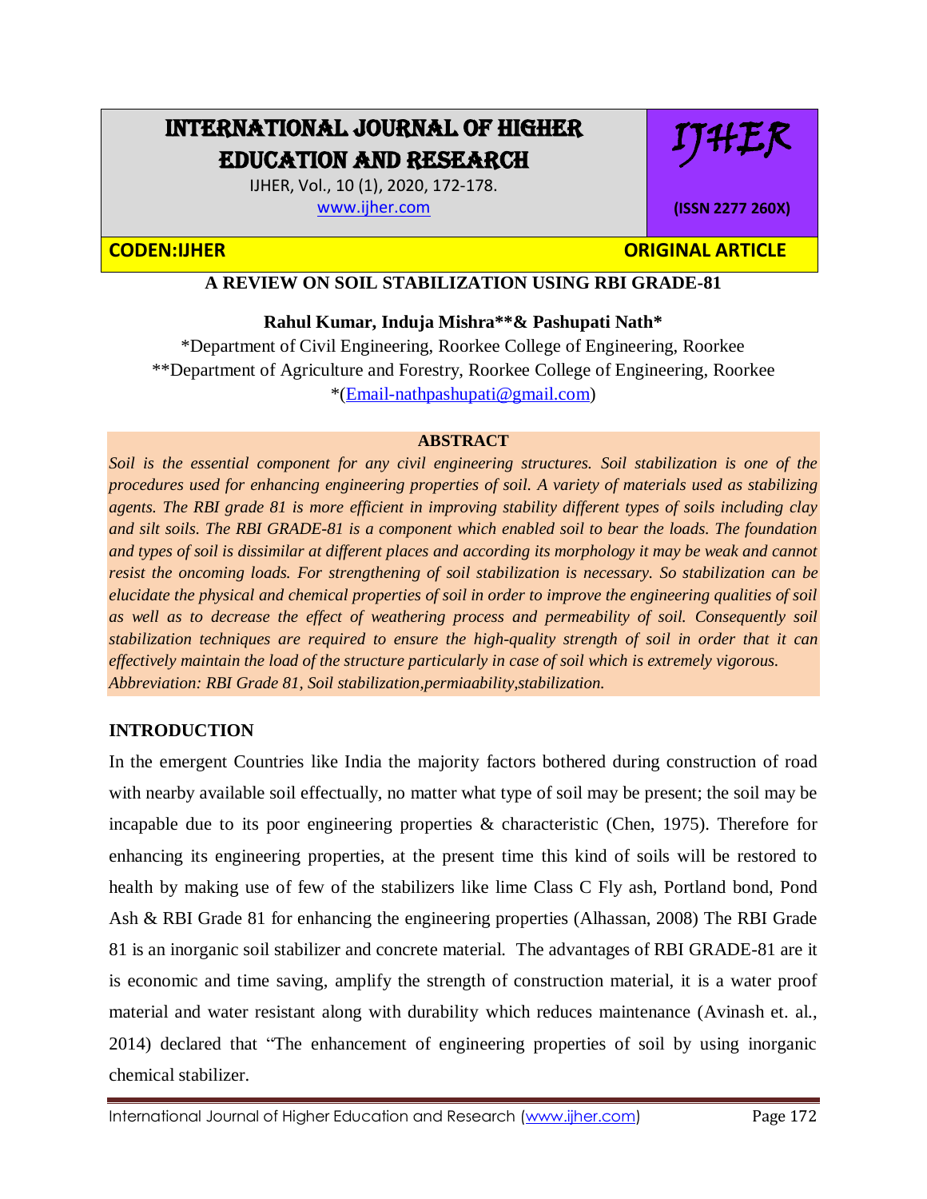# A REVIEW ON SOIL STABILIZATION USING RBI GRADE-81

**Rahul Kumar, Induja Mishra\*\*& Pashupati Nath\***

\*Department of Civil Engineering, Roorkee College of Engineering, Roorkee

\*\*Department of Agriculture and Forestry, Roorkee College of Engineering, Roorkee

\*(Email-nathpashupati@gmail.com)

## ABSTRACT

*Soil is the essential component for any civil engineering structures. Soil stabilization is one of the procedures used for enhancing engineering properties of soil. A variety of materials used as stabilizing agents. The RBI grade 81 is more efficient in improving stability different types of soils including clay and silt soils. The RBI GRADE-81 is a component which enabled soil to bear the loads. The foundation and types of soil is dissimilar at different places and according its morphology it may be weak and cannot resist the oncoming loads. For strengthening of soil stabilization is necessary. So stabilization can be elucidate the physical and chemical properties of soil in order to improve the engineering qualities of soil as well as to decrease the effect of weathering process and permeability of soil. Consequently soil stabilization techniques are required to ensure the high-quality strength of soil in order that it can effectively maintain the load of the structure particularly in case of soil which is extremely vigorous.*

*Abbreviation: RBI Grade 81, Soil stabilization,permiaability,stabilization.*

## INTRODUCTION

In the emergent Countries like India the majority factors bothered during construction of road with nearby available soil effectually, no matter what type of soil may be present; the soil may be incapable due to its poor engineering properties & characteristic (Chen, 1975). Therefore for enhancing its engineering properties, at the present time this kind of soils will be restored to health by making use of few of the stabilizers like lime Class C Fly ash, Portland bond, Pond Ash & RBI Grade 81 for enhancing the engineering properties (Alhassan, 2008) The RBI Grade 81 is an inorganic soil stabilizer and concrete material. The advantages of RBI GRADE-81 are it is economic and time saving, amplify the strength of construction material, it is a water proof material and water resistant along with durability which reduces maintenance (Avinash et. al., 2014) declared that "The enhancement of engineering properties of soil by using inorganic chemical stabilizer.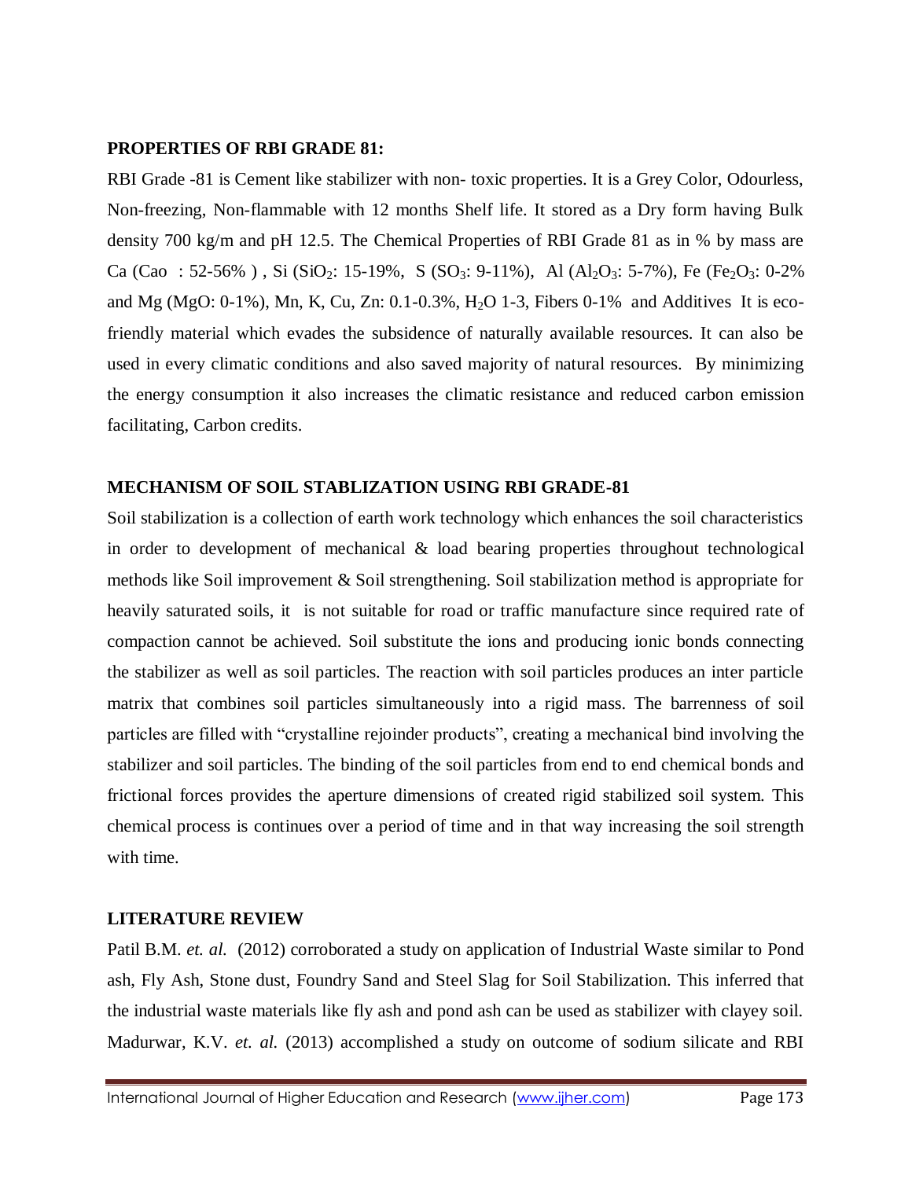**PROPERTIES OF RBI GRADE 81:**

RBI Grade -81 is Cement like stabilizer with non- toxic properties. It is a Grey Color, Odourless, Non-freezing, Non-flammable with 12 months Shelf life. It stored as a Dry form having Bulk density 700 kg/m and pH 12.5. The Chemical Properties of RBI Grade 81 as in % by mass are Ca (Cao : 52-56% ) , Si ($SiO_2$: 15-19%, S ($SO_3$: 9-11%), Al ($Al_2O_3$: 5-7%), Fe ($Fe_2O_3$: 0-2% and Mg (MgO: 0-1%), Mn, K, Cu, Zn: 0.1-0.3%, $H_2O$ 1-3, Fibers 0-1% and Additives It is eco-friendly material which evades the subsidence of naturally available resources. It can also be used in every climatic conditions and also saved majority of natural resources. By minimizing the energy consumption it also increases the climatic resistance and reduced carbon emission facilitating, Carbon credits.

**MECHANISM OF SOIL STABLIZATION USING RBI GRADE-81**

Soil stabilization is a collection of earth work technology which enhances the soil characteristics in order to development of mechanical & load bearing properties throughout technological methods like Soil improvement & Soil strengthening. Soil stabilization method is appropriate for heavily saturated soils, it is not suitable for road or traffic manufacture since required rate of compaction cannot be achieved. Soil substitute the ions and producing ionic bonds connecting the stabilizer as well as soil particles. The reaction with soil particles produces an inter particle matrix that combines soil particles simultaneously into a rigid mass. The barrenness of soil particles are filled with "crystalline rejoinder products", creating a mechanical bind involving the stabilizer and soil particles. The binding of the soil particles from end to end chemical bonds and frictional forces provides the aperture dimensions of created rigid stabilized soil system. This chemical process is continues over a period of time and in that way increasing the soil strength with time.

**LITERATURE REVIEW**

Patil B.M. *et. al.* (2012) corroborated a study on application of Industrial Waste similar to Pond ash, Fly Ash, Stone dust, Foundry Sand and Steel Slag for Soil Stabilization. This inferred that the industrial waste materials like fly ash and pond ash can be used as stabilizer with clayey soil. Madurwar, K.V. *et. al.* (2013) accomplished a study on outcome of sodium silicate and RBI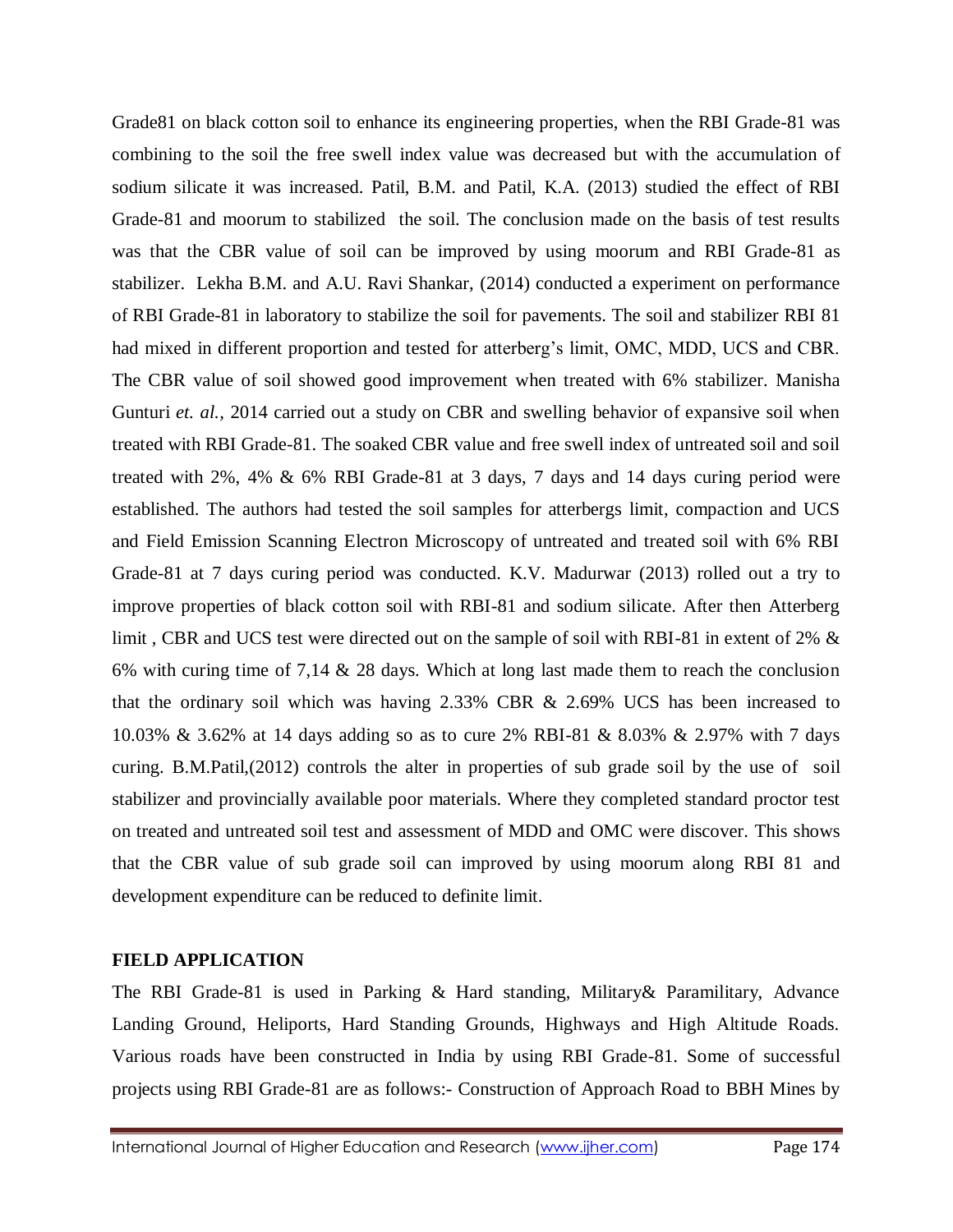Grade81 on black cotton soil to enhance its engineering properties, when the RBI Grade-81 was combining to the soil the free swell index value was decreased but with the accumulation of sodium silicate it was increased. Patil, B.M. and Patil, K.A. (2013) studied the effect of RBI Grade-81 and moorum to stabilized the soil. The conclusion made on the basis of test results was that the CBR value of soil can be improved by using moorum and RBI Grade-81 as stabilizer. Lekha B.M. and A.U. Ravi Shankar, (2014) conducted a experiment on performance of RBI Grade-81 in laboratory to stabilize the soil for pavements. The soil and stabilizer RBI 81 had mixed in different proportion and tested for atterberg's limit, OMC, MDD, UCS and CBR. The CBR value of soil showed good improvement when treated with 6% stabilizer. Manisha Gunturi *et. al.,* 2014 carried out a study on CBR and swelling behavior of expansive soil when treated with RBI Grade-81. The soaked CBR value and free swell index of untreated soil and soil treated with 2%, 4% & 6% RBI Grade-81 at 3 days, 7 days and 14 days curing period were established. The authors had tested the soil samples for atterbergs limit, compaction and UCS and Field Emission Scanning Electron Microscopy of untreated and treated soil with 6% RBI Grade-81 at 7 days curing period was conducted. K.V. Madurwar (2013) rolled out a try to improve properties of black cotton soil with RBI-81 and sodium silicate. After then Atterberg limit , CBR and UCS test were directed out on the sample of soil with RBI-81 in extent of 2% & 6% with curing time of 7,14 & 28 days. Which at long last made them to reach the conclusion that the ordinary soil which was having 2.33% CBR & 2.69% UCS has been increased to 10.03% & 3.62% at 14 days adding so as to cure 2% RBI-81 & 8.03% & 2.97% with 7 days curing. B.M.Patil,(2012) controls the alter in properties of sub grade soil by the use of soil stabilizer and provincially available poor materials. Where they completed standard proctor test on treated and untreated soil test and assessment of MDD and OMC were discover. This shows that the CBR value of sub grade soil can improved by using moorum along RBI 81 and development expenditure can be reduced to definite limit.

## FIELD APPLICATION

The RBI Grade-81 is used in Parking & Hard standing, Military& Paramilitary, Advance Landing Ground, Heliports, Hard Standing Grounds, Highways and High Altitude Roads. Various roads have been constructed in India by using RBI Grade-81. Some of successful projects using RBI Grade-81 are as follows:- Construction of Approach Road to BBH Mines by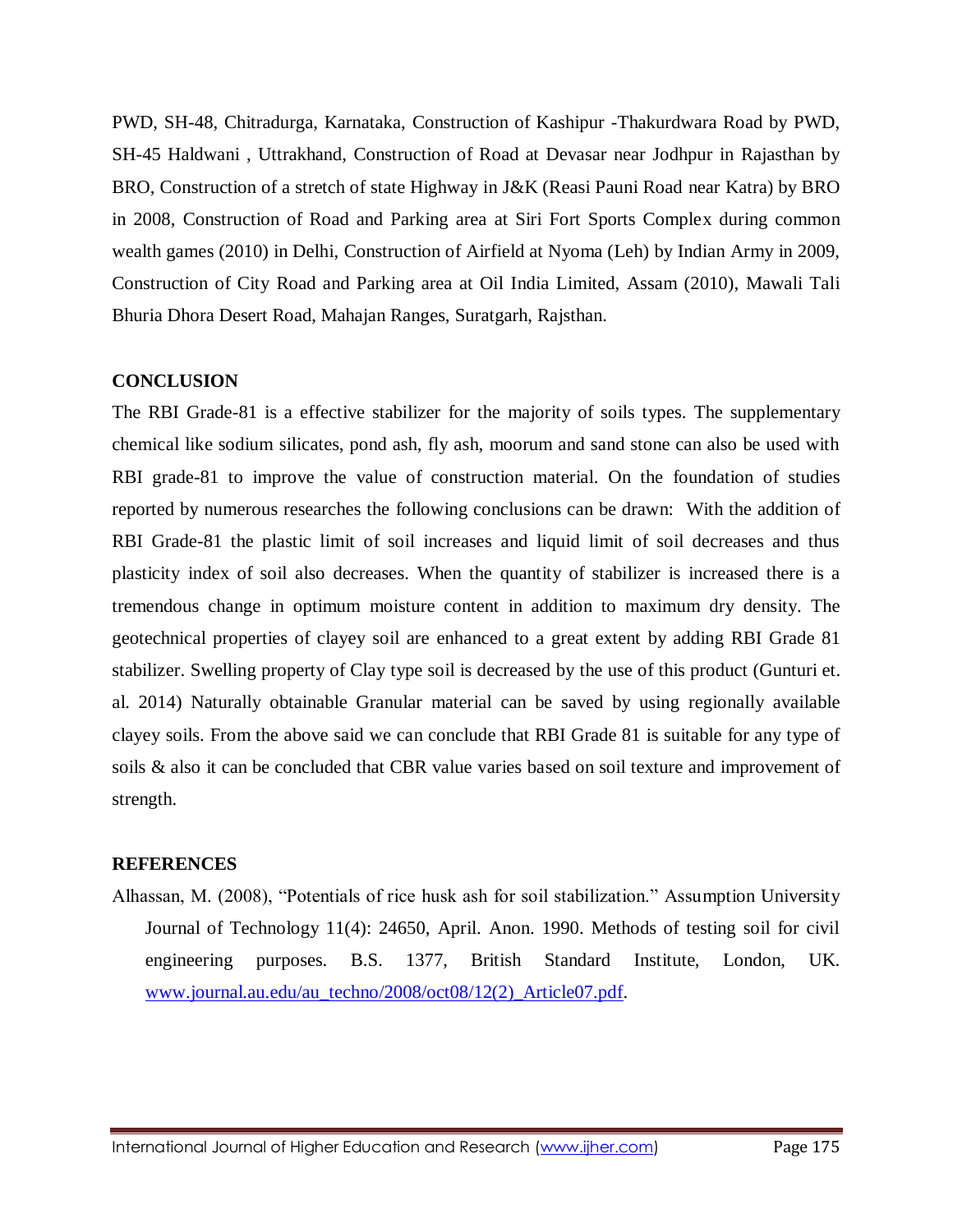PWD, SH-48, Chitradurga, Karnataka, Construction of Kashipur -Thakurdwara Road by PWD, SH-45 Haldwani , Uttrakhand, Construction of Road at Devasar near Jodhpur in Rajasthan by BRO, Construction of a stretch of state Highway in J&K (Reasi Pauni Road near Katra) by BRO in 2008, Construction of Road and Parking area at Siri Fort Sports Complex during common wealth games (2010) in Delhi, Construction of Airfield at Nyoma (Leh) by Indian Army in 2009, Construction of City Road and Parking area at Oil India Limited, Assam (2010), Mawali Tali Bhuria Dhora Desert Road, Mahajan Ranges, Suratgarh, Rajsthan.

## CONCLUSION

The RBI Grade-81 is a effective stabilizer for the majority of soils types. The supplementary chemical like sodium silicates, pond ash, fly ash, moorum and sand stone can also be used with RBI grade-81 to improve the value of construction material. On the foundation of studies reported by numerous researches the following conclusions can be drawn: With the addition of RBI Grade-81 the plastic limit of soil increases and liquid limit of soil decreases and thus plasticity index of soil also decreases. When the quantity of stabilizer is increased there is a tremendous change in optimum moisture content in addition to maximum dry density. The geotechnical properties of clayey soil are enhanced to a great extent by adding RBI Grade 81 stabilizer. Swelling property of Clay type soil is decreased by the use of this product (Gunturi et. al. 2014) Naturally obtainable Granular material can be saved by using regionally available clayey soils. From the above said we can conclude that RBI Grade 81 is suitable for any type of soils & also it can be concluded that CBR value varies based on soil texture and improvement of strength.

## REFERENCES

Alhassan, M. (2008), "Potentials of rice husk ash for soil stabilization." Assumption University Journal of Technology 11(4): 24650, April. Anon. 1990. Methods of testing soil for civil engineering purposes. B.S. 1377, British Standard Institute, London, UK. www.journal.au.edu/au_techno/2008/oct08/12(2)_Article07.pdf.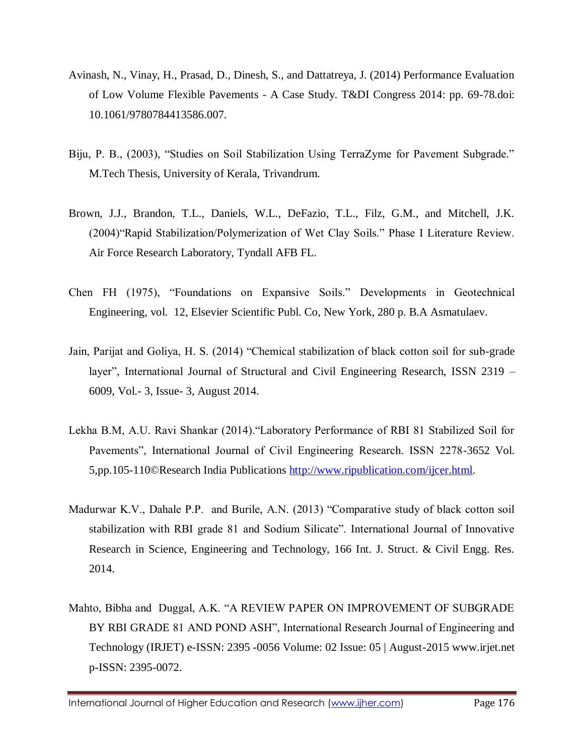Avinash, N., Vinay, H., Prasad, D., Dinesh, S., and Dattatreya, J. (2014) Performance Evaluation of Low Volume Flexible Pavements - A Case Study. T&DI Congress 2014: pp. 69-78.doi: 10.1061/9780784413586.007.

Biju, P. B., (2003), "Studies on Soil Stabilization Using TerraZyme for Pavement Subgrade." M.Tech Thesis, University of Kerala, Trivandrum.

Brown, J.J., Brandon, T.L., Daniels, W.L., DeFazio, T.L., Filz, G.M., and Mitchell, J.K. (2004)"Rapid Stabilization/Polymerization of Wet Clay Soils." Phase I Literature Review. Air Force Research Laboratory, Tyndall AFB FL.

Chen FH (1975), "Foundations on Expansive Soils." Developments in Geotechnical Engineering, vol. 12, Elsevier Scientific Publ. Co, New York, 280 p. B.A Asmatulaev.

Jain, Parijat and Goliya, H. S. (2014) "Chemical stabilization of black cotton soil for sub-grade layer", International Journal of Structural and Civil Engineering Research, ISSN 2319 – 6009, Vol.- 3, Issue- 3, August 2014.

Lekha B.M, A.U. Ravi Shankar (2014)."Laboratory Performance of RBI 81 Stabilized Soil for Pavements", International Journal of Civil Engineering Research. ISSN 2278-3652 Vol. 5,pp.105-110©Research India Publications http://www.ripublication.com/ijcer.html.

Madurwar K.V., Dahale P.P. and Burile, A.N. (2013) "Comparative study of black cotton soil stabilization with RBI grade 81 and Sodium Silicate". International Journal of Innovative Research in Science, Engineering and Technology, 166 Int. J. Struct. & Civil Engg. Res. 2014.

Mahto, Bibha and Duggal, A.K. "A REVIEW PAPER ON IMPROVEMENT OF SUBGRADE BY RBI GRADE 81 AND POND ASH", International Research Journal of Engineering and Technology (IRJET) e-ISSN: 2395 -0056 Volume: 02 Issue: 05 | August-2015 www.irjet.net p-ISSN: 2395-0072.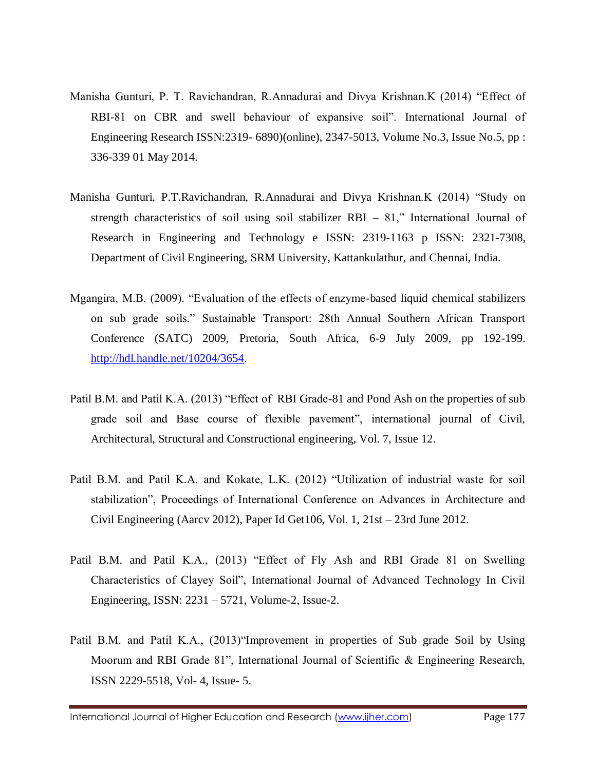Manisha Gunturi, P. T. Ravichandran, R.Annadurai and Divya Krishnan.K (2014) "Effect of RBI-81 on CBR and swell behaviour of expansive soil". International Journal of Engineering Research ISSN:2319- 6890)(online), 2347-5013, Volume No.3, Issue No.5, pp : 336-339 01 May 2014.

Manisha Gunturi, P.T.Ravichandran, R.Annadurai and Divya Krishnan.K (2014) "Study on strength characteristics of soil using soil stabilizer RBI – 81," International Journal of Research in Engineering and Technology e ISSN: 2319-1163 p ISSN: 2321-7308, Department of Civil Engineering, SRM University, Kattankulathur, and Chennai, India.

Mgangira, M.B. (2009). "Evaluation of the effects of enzyme-based liquid chemical stabilizers on sub grade soils." Sustainable Transport: 28th Annual Southern African Transport Conference (SATC) 2009, Pretoria, South Africa, 6-9 July 2009, pp 192-199. http://hdl.handle.net/10204/3654.

Patil B.M. and Patil K.A. (2013) "Effect of RBI Grade-81 and Pond Ash on the properties of sub grade soil and Base course of flexible pavement", international journal of Civil, Architectural, Structural and Constructional engineering, Vol. 7, Issue 12.

Patil B.M. and Patil K.A. and Kokate, L.K. (2012) "Utilization of industrial waste for soil stabilization", Proceedings of International Conference on Advances in Architecture and Civil Engineering (Aarcv 2012), Paper Id Get106, Vol. 1, 21st – 23rd June 2012.

Patil B.M. and Patil K.A., (2013) "Effect of Fly Ash and RBI Grade 81 on Swelling Characteristics of Clayey Soil", International Journal of Advanced Technology In Civil Engineering, ISSN: 2231 – 5721, Volume-2, Issue-2.

Patil B.M. and Patil K.A., (2013)"Improvement in properties of Sub grade Soil by Using Moorum and RBI Grade 81", International Journal of Scientific & Engineering Research, ISSN 2229-5518, Vol- 4, Issue- 5.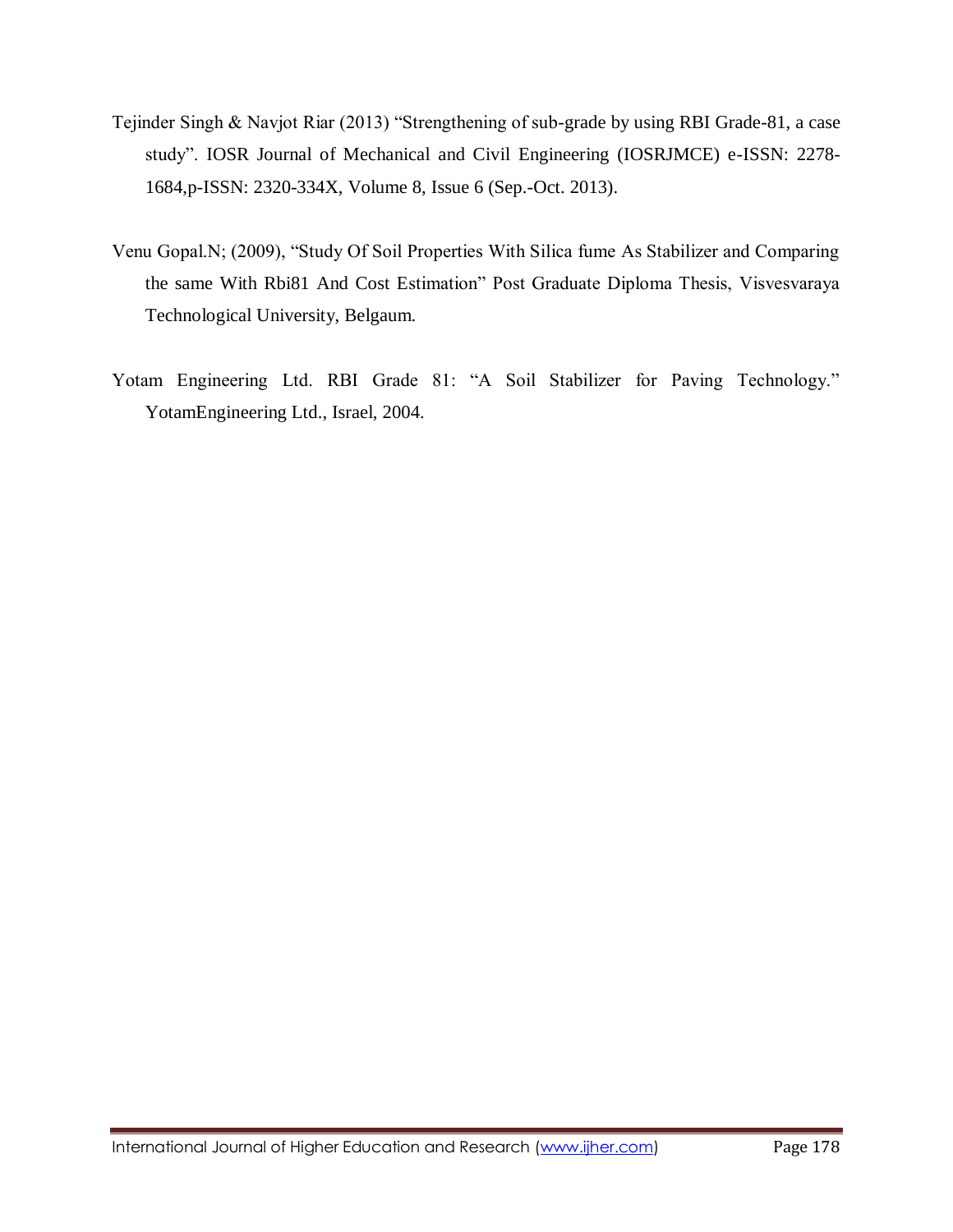Tejinder Singh & Navjot Riar (2013) “Strengthening of sub-grade by using RBI Grade-81, a case study”. IOSR Journal of Mechanical and Civil Engineering (IOSRJMCE) e-ISSN: 2278-1684,p-ISSN: 2320-334X, Volume 8, Issue 6 (Sep.-Oct. 2013).

Venu Gopal.N; (2009), “Study Of Soil Properties With Silica fume As Stabilizer and Comparing the same With Rbi81 And Cost Estimation” Post Graduate Diploma Thesis, Visvesvaraya Technological University, Belgaum.

Yotam Engineering Ltd. RBI Grade 81: “A Soil Stabilizer for Paving Technology.” YotamEngineering Ltd., Israel, 2004.